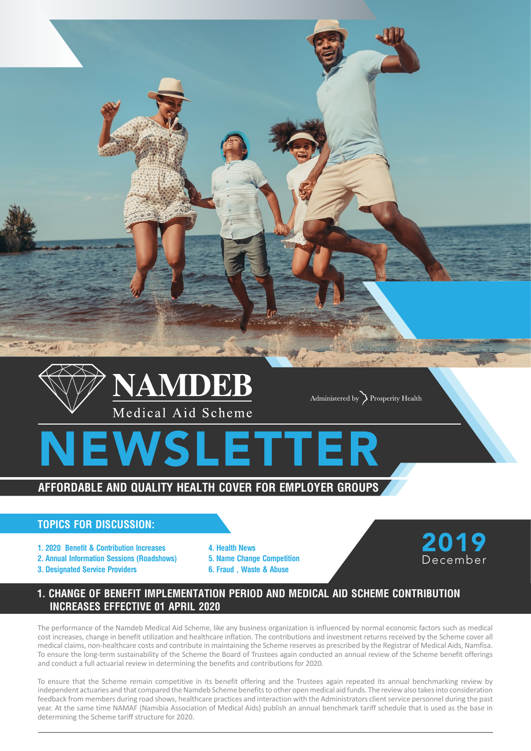# NAMDEB Medical Aid Scheme

Administered by Prosperity Health

# NEWSLETTER

**AFFORDABLE AND QUALITY HEALTH COVER FOR EMPLOYER GROUPS**

## TOPICS FOR DISCUSSION:

1. 2020 Benefit & Contribution Increases
2. Annual Information Sessions (Roadshows)
3. Designated Service Providers
4. Health News
5. Name Change Competition
6. Fraud , Waste & Abuse

**2019 December**

## 1. CHANGE OF BENEFIT IMPLEMENTATION PERIOD AND MEDICAL AID SCHEME CONTRIBUTION INCREASES EFFECTIVE 01 APRIL 2020

The performance of the Namdeb Medical Aid Scheme, like any business organization is influenced by normal economic factors such as medical cost increases, change in benefit utilization and healthcare inflation. The contributions and investment returns received by the Scheme cover all medical claims, non-healthcare costs and contribute in maintaining the Scheme reserves as prescribed by the Registrar of Medical Aids, Namfisa. To ensure the long-term sustainability of the Scheme the Board of Trustees again conducted an annual review of the Scheme benefit offerings and conduct a full actuarial review in determining the benefits and contributions for 2020.

To ensure that the Scheme remain competitive in its benefit offering and the Trustees again repeated its annual benchmarking review by independent actuaries and that compared the Namdeb Scheme benefits to other open medical aid funds. The review also takes into consideration feedback from members during road shows, healthcare practices and interaction with the Administrators client service personnel during the past year. At the same time NAMAF (Namibia Association of Medical Aids) publish an annual benchmark tariff schedule that is used as the base in determining the Scheme tariff structure for 2020.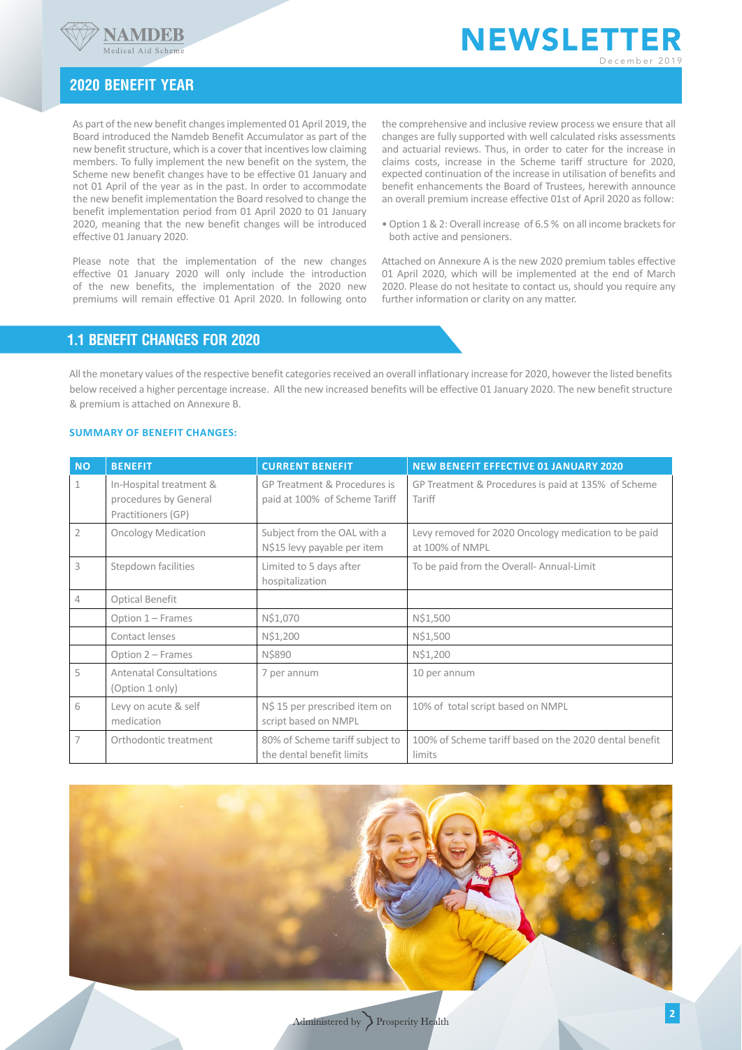# NEWSLETTER

December 2019

## 2020 BENEFIT YEAR

As part of the new benefit changes implemented 01 April 2019, the Board introduced the Namdeb Benefit Accumulator as part of the new benefit structure, which is a cover that incentives low claiming members. To fully implement the new benefit on the system, the Scheme new benefit changes have to be effective 01 January and not 01 April of the year as in the past. In order to accommodate the new benefit implementation the Board resolved to change the benefit implementation period from 01 April 2020 to 01 January 2020, meaning that the new benefit changes will be introduced effective 01 January 2020.

Please note that the implementation of the new changes effective 01 January 2020 will only include the introduction of the new benefits, the implementation of the 2020 new premiums will remain effective 01 April 2020. In following onto the comprehensive and inclusive review process we ensure that all changes are fully supported with well calculated risks assessments and actuarial reviews. Thus, in order to cater for the increase in claims costs, increase in the Scheme tariff structure for 2020, expected continuation of the increase in utilisation of benefits and benefit enhancements the Board of Trustees, herewith announce an overall premium increase effective 01st of April 2020 as follow:

- Option 1 & 2: Overall increase of 6.5 % on all income brackets for both active and pensioners.

Attached on Annexure A is the new 2020 premium tables effective 01 April 2020, which will be implemented at the end of March 2020. Please do not hesitate to contact us, should you require any further information or clarity on any matter.

## 1.1 BENEFIT CHANGES FOR 2020

All the monetary values of the respective benefit categories received an overall inflationary increase for 2020, however the listed benefits below received a higher percentage increase. All the new increased benefits will be effective 01 January 2020. The new benefit structure & premium is attached on Annexure B.

### SUMMARY OF BENEFIT CHANGES:

| NO | BENEFIT | CURRENT BENEFIT | NEW BENEFIT EFFECTIVE 01 JANUARY 2020 |
|---|---|---|---|
| 1 | In-Hospital treatment & procedures by General Practitioners (GP) | GP Treatment & Procedures is paid at 100% of Scheme Tariff | GP Treatment & Procedures is paid at 135% of Scheme Tariff |
| 2 | Oncology Medication | Subject from the OAL with a N$15 levy payable per item | Levy removed for 2020 Oncology medication to be paid at 100% of NMPL |
| 3 | Stepdown facilities | Limited to 5 days after hospitalization | To be paid from the Overall- Annual-Limit |
| 4 | Optical Benefit | | |
| | Option 1 – Frames | N$1,070 | N$1,500 |
| | Contact lenses | N$1,200 | N$1,500 |
| | Option 2 – Frames | N$890 | N$1,200 |
| 5 | Antenatal Consultations (Option 1 only) | 7 per annum | 10 per annum |
| 6 | Levy on acute & self medication | N$ 15 per prescribed item on script based on NMPL | 10% of total script based on NMPL |
| 7 | Orthodontic treatment | 80% of Scheme tariff subject to the dental benefit limits | 100% of Scheme tariff based on the 2020 dental benefit limits |

Administered by Prosperity Health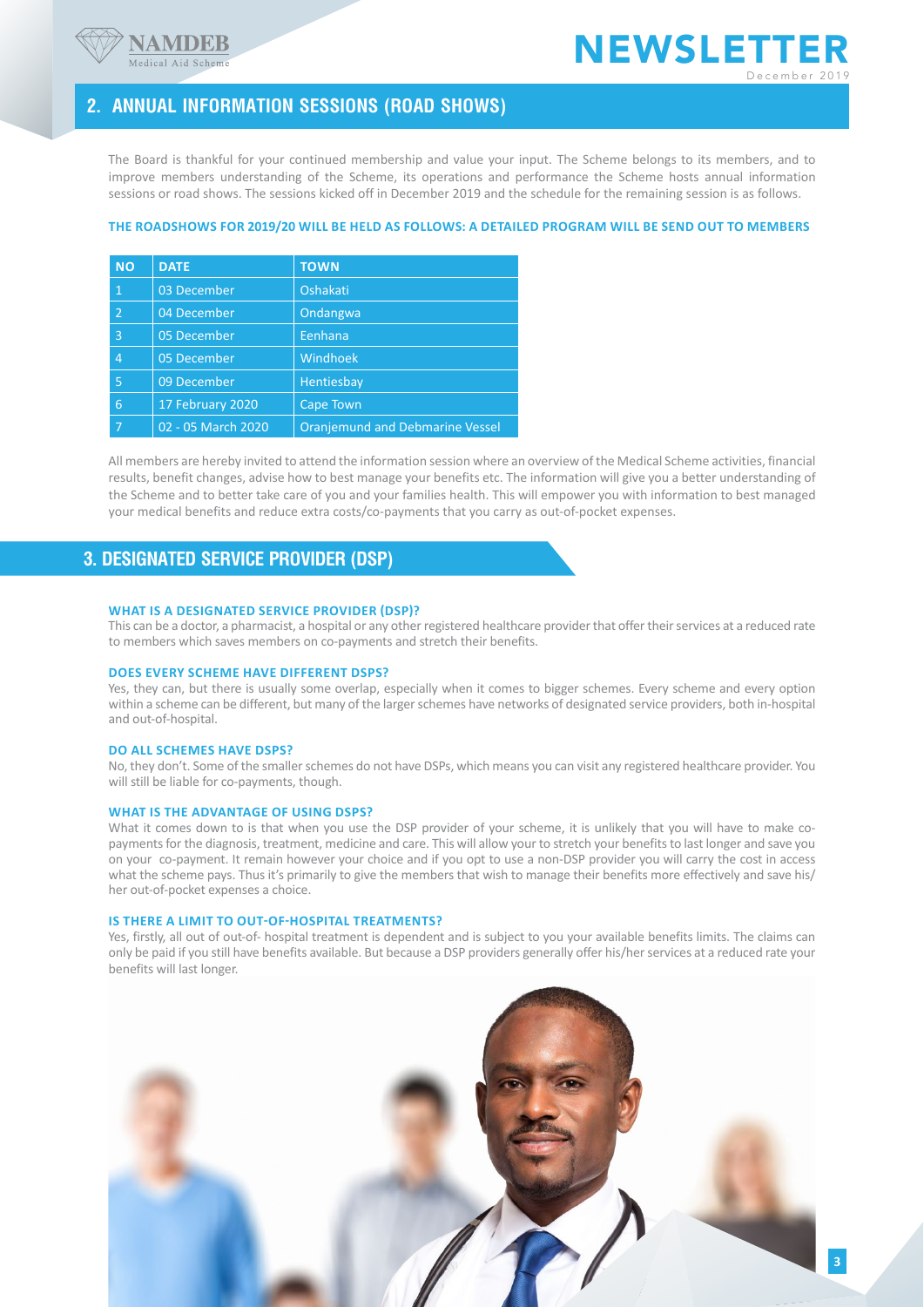## 2. ANNUAL INFORMATION SESSIONS (ROAD SHOWS)

The Board is thankful for your continued membership and value your input. The Scheme belongs to its members, and to improve members understanding of the Scheme, its operations and performance the Scheme hosts annual information sessions or road shows. The sessions kicked off in December 2019 and the schedule for the remaining session is as follows.

**THE ROADSHOWS FOR 2019/20 WILL BE HELD AS FOLLOWS: A DETAILED PROGRAM WILL BE SEND OUT TO MEMBERS**

| NO | DATE | TOWN |
|---|---|---|
| 1 | 03 December | Oshakati |
| 2 | 04 December | Ondangwa |
| 3 | 05 December | Eenhana |
| 4 | 05 December | Windhoek |
| 5 | 09 December | Hentiesbay |
| 6 | 17 February 2020 | Cape Town |
| 7 | 02 - 05 March 2020 | Oranjemund and Debmarine Vessel |

All members are hereby invited to attend the information session where an overview of the Medical Scheme activities, financial results, benefit changes, advise how to best manage your benefits etc. The information will give you a better understanding of the Scheme and to better take care of you and your families health. This will empower you with information to best managed your medical benefits and reduce extra costs/co-payments that you carry as out-of-pocket expenses.

## 3. DESIGNATED SERVICE PROVIDER (DSP)

**WHAT IS A DESIGNATED SERVICE PROVIDER (DSP)?**

This can be a doctor, a pharmacist, a hospital or any other registered healthcare provider that offer their services at a reduced rate to members which saves members on co-payments and stretch their benefits.

**DOES EVERY SCHEME HAVE DIFFERENT DSPS?**

Yes, they can, but there is usually some overlap, especially when it comes to bigger schemes. Every scheme and every option within a scheme can be different, but many of the larger schemes have networks of designated service providers, both in-hospital and out-of-hospital.

**DO ALL SCHEMES HAVE DSPS?**

No, they don't. Some of the smaller schemes do not have DSPs, which means you can visit any registered healthcare provider. You will still be liable for co-payments, though.

**WHAT IS THE ADVANTAGE OF USING DSPS?**

What it comes down to is that when you use the DSP provider of your scheme, it is unlikely that you will have to make co-payments for the diagnosis, treatment, medicine and care. This will allow your to stretch your benefits to last longer and save you on your co-payment. It remain however your choice and if you opt to use a non-DSP provider you will carry the cost in access what the scheme pays. Thus it's primarily to give the members that wish to manage their benefits more effectively and save his/her out-of-pocket expenses a choice.

**IS THERE A LIMIT TO OUT-OF-HOSPITAL TREATMENTS?**

Yes, firstly, all out of out-of- hospital treatment is dependent and is subject to you your available benefits limits. The claims can only be paid if you still have benefits available. But because a DSP providers generally offer his/her services at a reduced rate your benefits will last longer.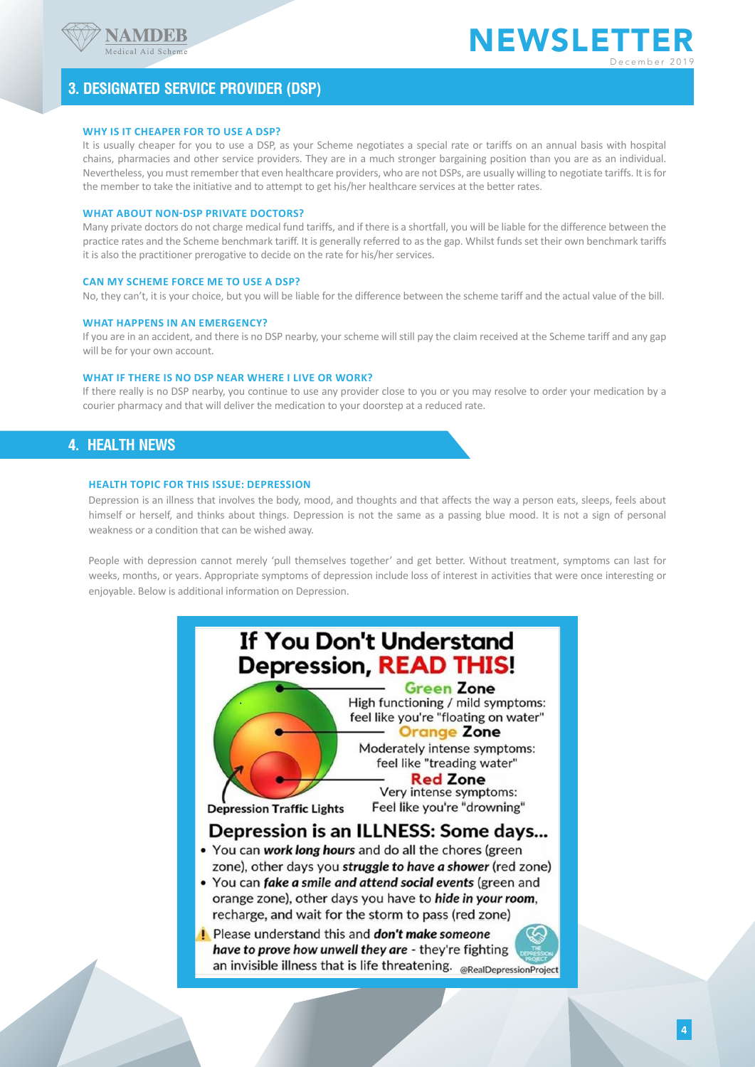## 3. DESIGNATED SERVICE PROVIDER (DSP)

### WHY IS IT CHEAPER FOR TO USE A DSP?

It is usually cheaper for you to use a DSP, as your Scheme negotiates a special rate or tariffs on an annual basis with hospital chains, pharmacies and other service providers. They are in a much stronger bargaining position than you are as an individual. Nevertheless, you must remember that even healthcare providers, who are not DSPs, are usually willing to negotiate tariffs. It is for the member to take the initiative and to attempt to get his/her healthcare services at the better rates.

### WHAT ABOUT NON-DSP PRIVATE DOCTORS?

Many private doctors do not charge medical fund tariffs, and if there is a shortfall, you will be liable for the difference between the practice rates and the Scheme benchmark tariff. It is generally referred to as the gap. Whilst funds set their own benchmark tariffs it is also the practitioner prerogative to decide on the rate for his/her services.

### CAN MY SCHEME FORCE ME TO USE A DSP?

No, they can't, it is your choice, but you will be liable for the difference between the scheme tariff and the actual value of the bill.

### WHAT HAPPENS IN AN EMERGENCY?

If you are in an accident, and there is no DSP nearby, your scheme will still pay the claim received at the Scheme tariff and any gap will be for your own account.

### WHAT IF THERE IS NO DSP NEAR WHERE I LIVE OR WORK?

If there really is no DSP nearby, you continue to use any provider close to you or you may resolve to order your medication by a courier pharmacy and that will deliver the medication to your doorstep at a reduced rate.

## 4. HEALTH NEWS

### HEALTH TOPIC FOR THIS ISSUE: DEPRESSION

Depression is an illness that involves the body, mood, and thoughts and that affects the way a person eats, sleeps, feels about himself or herself, and thinks about things. Depression is not the same as a passing blue mood. It is not a sign of personal weakness or a condition that can be wished away.

People with depression cannot merely 'pull themselves together' and get better. Without treatment, symptoms can last for weeks, months, or years. Appropriate symptoms of depression include loss of interest in activities that were once interesting or enjoyable. Below is additional information on Depression.

**If You Don't Understand Depression, READ THIS!**

**Depression Traffic Lights**

- **Green Zone** – High functioning / mild symptoms: feel like you're "floating on water"
- **Orange Zone** – Moderately intense symptoms: feel like "treading water"
- **Red Zone** – Very intense symptoms: Feel like you're "drowning"

**Depression is an ILLNESS: Some days...**

- You can ***work long hours*** and do all the chores (green zone), other days you ***struggle to have a shower*** (red zone)
- You can ***fake a smile and attend social events*** (green and orange zone), other days you have to ***hide in your room***, recharge, and wait for the storm to pass (red zone)

⚠ Please understand this and ***don't make someone have to prove how unwell they are*** - they're fighting an invisible illness that is life threatening. @RealDepressionProject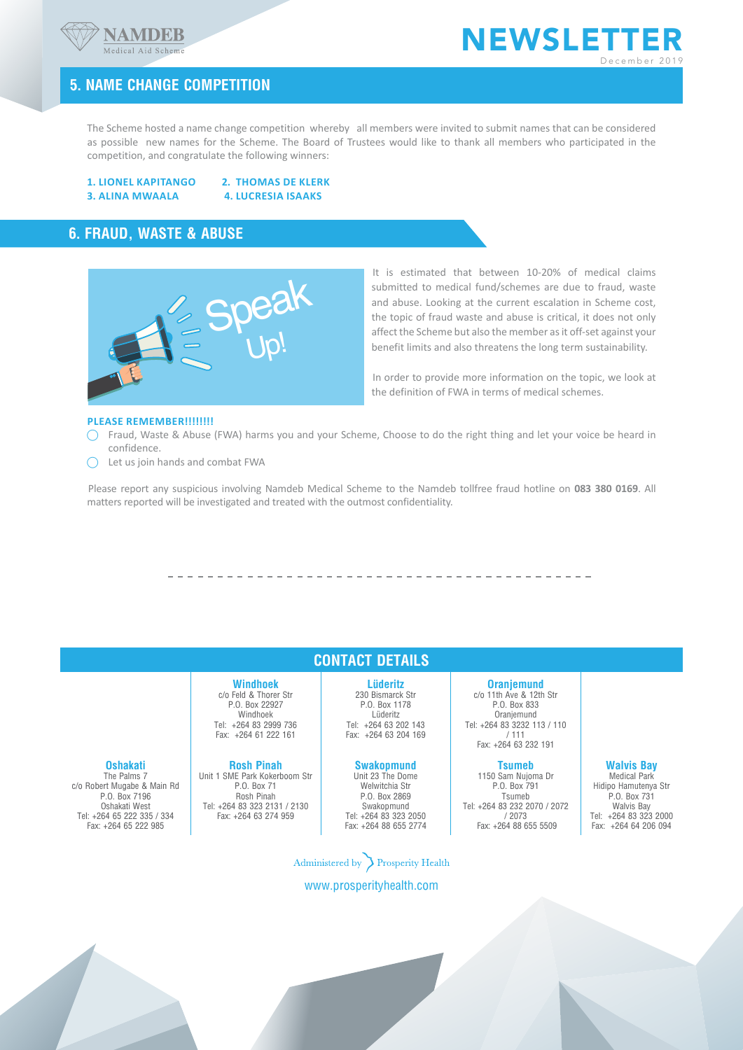## 5. NAME CHANGE COMPETITION

The Scheme hosted a name change competition whereby all members were invited to submit names that can be considered as possible new names for the Scheme. The Board of Trustees would like to thank all members who participated in the competition, and congratulate the following winners:

**1. LIONEL KAPITANGO**
**2. THOMAS DE KLERK**
**3. ALINA MWAALA**
**4. LUCRESIA ISAAKS**

## 6. FRAUD, WASTE & ABUSE

It is estimated that between 10-20% of medical claims submitted to medical fund/schemes are due to fraud, waste and abuse. Looking at the current escalation in Scheme cost, the topic of fraud waste and abuse is critical, it does not only affect the Scheme but also the member as it off-set against your benefit limits and also threatens the long term sustainability.

In order to provide more information on the topic, we look at the definition of FWA in terms of medical schemes.

**PLEASE REMEMBER!!!!!!!!**

- Fraud, Waste & Abuse (FWA) harms you and your Scheme, Choose to do the right thing and let your voice be heard in confidence.
- Let us join hands and combat FWA

Please report any suspicious involving Namdeb Medical Scheme to the Namdeb tollfree fraud hotline on **083 380 0169**. All matters reported will be investigated and treated with the outmost confidentiality.

## CONTACT DETAILS

**Windhoek**
c/o Feld & Thorer Str
P.O. Box 22927
Windhoek
Tel: +264 83 2999 736
Fax: +264 61 222 161

**Lüderitz**
230 Bismarck Str
P.O. Box 1178
Lüderitz
Tel: +264 63 202 143
Fax: +264 63 204 169

**Oranjemund**
c/o 11th Ave & 12th Str
P.O. Box 833
Oranjemund
Tel: +264 83 3232 113 / 110 / 111
Fax: +264 63 232 191

**Oshakati**
The Palms 7
c/o Robert Mugabe & Main Rd
P.O. Box 7196
Oshakati West
Tel: +264 65 222 335 / 334
Fax: +264 65 222 985

**Rosh Pinah**
Unit 1 SME Park Kokerboom Str
P.O. Box 71
Rosh Pinah
Tel: +264 83 323 2131 / 2130
Fax: +264 63 274 959

**Swakopmund**
Unit 23 The Dome
Welwitchia Str
P.O. Box 2869
Swakopmund
Tel: +264 83 323 2050
Fax: +264 88 655 2774

**Tsumeb**
1150 Sam Nujoma Dr
P.O. Box 791
Tsumeb
Tel: +264 83 232 2070 / 2072 / 2073
Fax: +264 88 655 5509

**Walvis Bay**
Medical Park
Hidipo Hamutenya Str
P.O. Box 731
Walvis Bay
Tel: +264 83 323 2000
Fax: +264 64 206 094

Administered by Prosperity Health

www.prosperityhealth.com